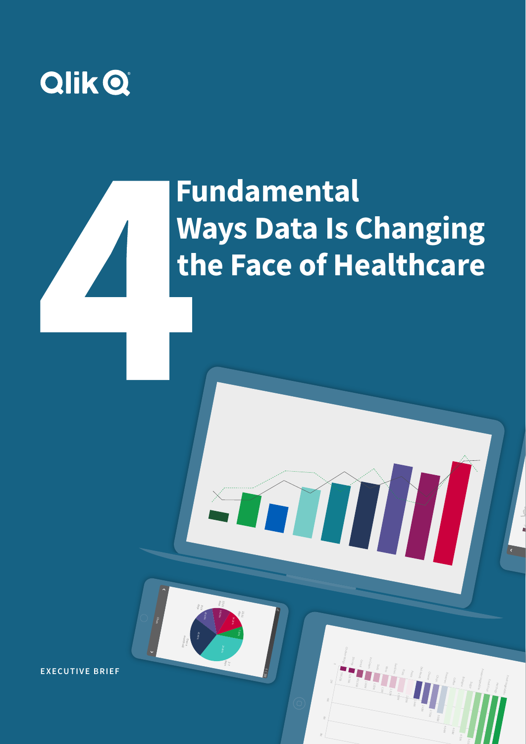Qlik

# 4 Fundamental Ways Data Is Changing the Face of Healthcare

EXECUTIVE BRIEF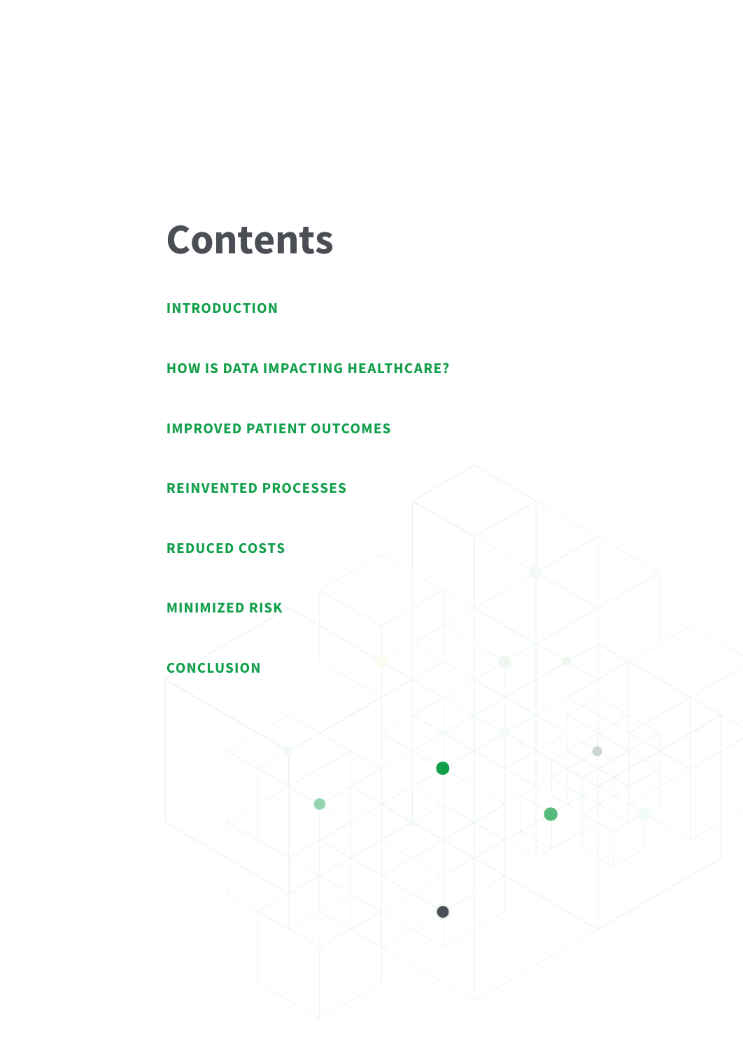# Contents

INTRODUCTION

HOW IS DATA IMPACTING HEALTHCARE?

IMPROVED PATIENT OUTCOMES

REINVENTED PROCESSES

REDUCED COSTS

MINIMIZED RISK

CONCLUSION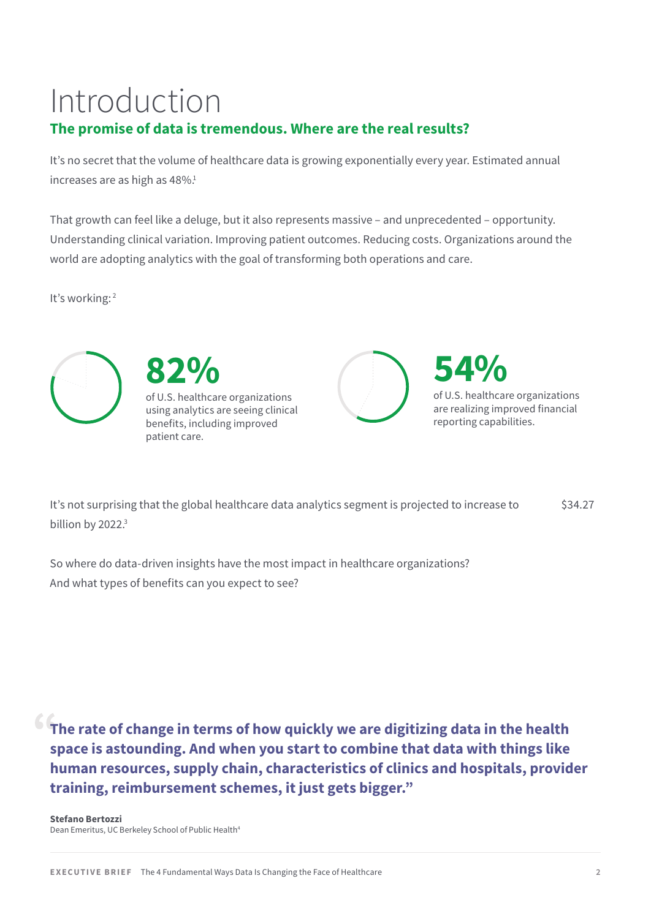# Introduction

## The promise of data is tremendous. Where are the real results?

It's no secret that the volume of healthcare data is growing exponentially every year. Estimated annual increases are as high as 48%.[1]

That growth can feel like a deluge, but it also represents massive – and unprecedented – opportunity. Understanding clinical variation. Improving patient outcomes. Reducing costs. Organizations around the world are adopting analytics with the goal of transforming both operations and care.

It's working:[2]

**82%**

of U.S. healthcare organizations using analytics are seeing clinical benefits, including improved patient care.

**54%**

of U.S. healthcare organizations are realizing improved financial reporting capabilities.

It's not surprising that the global healthcare data analytics segment is projected to increase to $34.27 billion by 2022.[3]

So where do data-driven insights have the most impact in healthcare organizations? And what types of benefits can you expect to see?

> **"The rate of change in terms of how quickly we are digitizing data in the health space is astounding. And when you start to combine that data with things like human resources, supply chain, characteristics of clinics and hospitals, provider training, reimbursement schemes, it just gets bigger."**
>
> **Stefano Bertozzi**
> Dean Emeritus, UC Berkeley School of Public Health[4]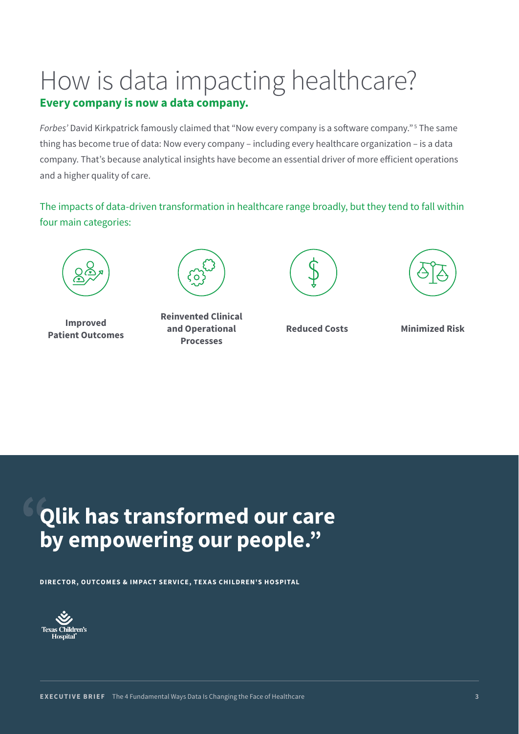# How is data impacting healthcare?

## Every company is now a data company.

*Forbes'* David Kirkpatrick famously claimed that "Now every company is a software company."[5] The same thing has become true of data: Now every company – including every healthcare organization – is a data company. That's because analytical insights have become an essential driver of more efficient operations and a higher quality of care.

The impacts of data-driven transformation in healthcare range broadly, but they tend to fall within four main categories:

- **Improved Patient Outcomes**
- **Reinvented Clinical and Operational Processes**
- **Reduced Costs**
- **Minimized Risk**

> **"Qlik has transformed our care by empowering our people."**
>
> **DIRECTOR, OUTCOMES & IMPACT SERVICE, TEXAS CHILDREN'S HOSPITAL**

Texas Children's Hospital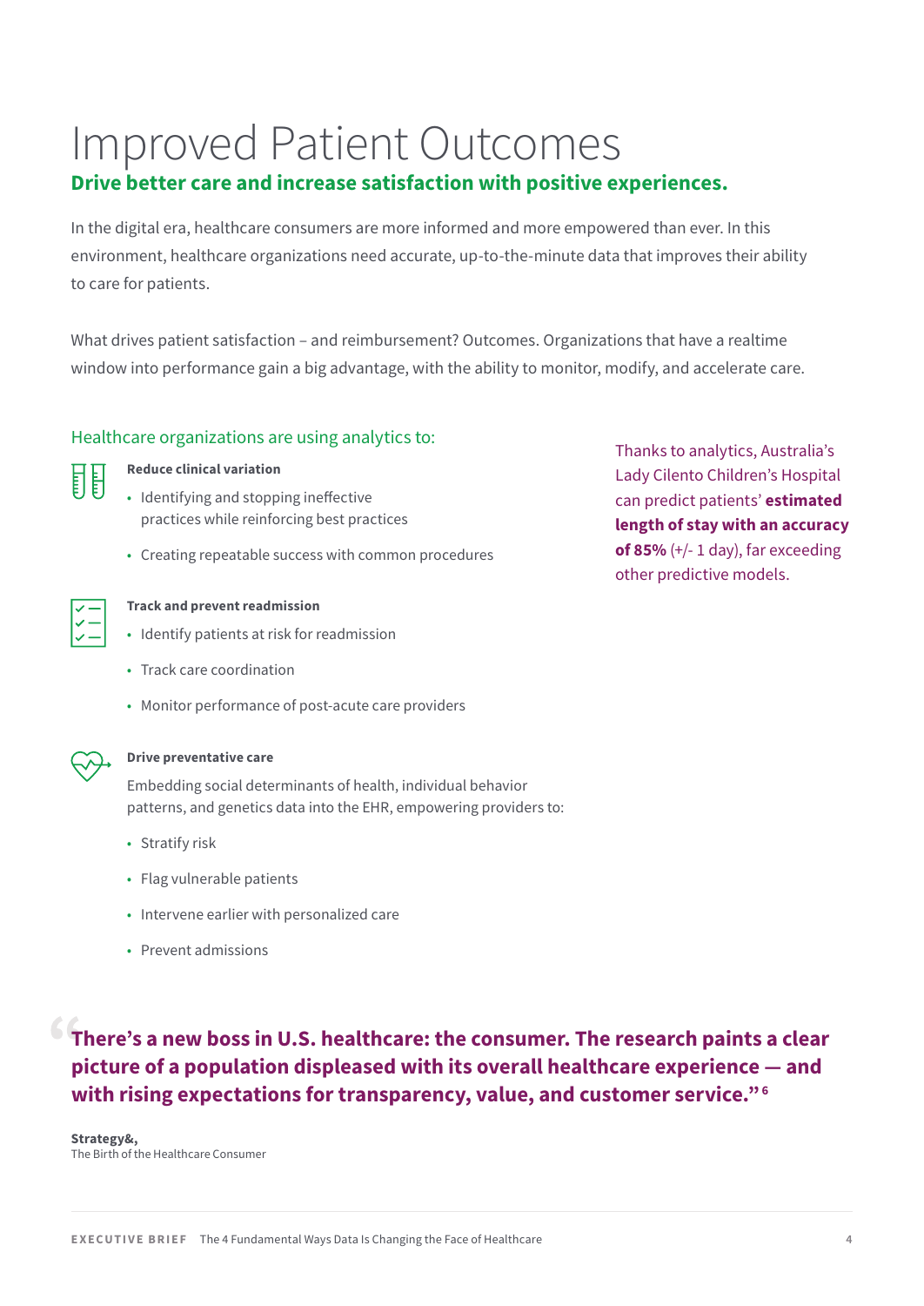# Improved Patient Outcomes

**Drive better care and increase satisfaction with positive experiences.**

In the digital era, healthcare consumers are more informed and more empowered than ever. In this environment, healthcare organizations need accurate, up-to-the-minute data that improves their ability to care for patients.

What drives patient satisfaction – and reimbursement? Outcomes. Organizations that have a realtime window into performance gain a big advantage, with the ability to monitor, modify, and accelerate care.

## Healthcare organizations are using analytics to:

**Reduce clinical variation**

- Identifying and stopping ineffective practices while reinforcing best practices
- Creating repeatable success with common procedures

**Track and prevent readmission**

- Identify patients at risk for readmission
- Track care coordination
- Monitor performance of post-acute care providers

**Drive preventative care**

Embedding social determinants of health, individual behavior patterns, and genetics data into the EHR, empowering providers to:

- Stratify risk
- Flag vulnerable patients
- Intervene earlier with personalized care
- Prevent admissions

Thanks to analytics, Australia's Lady Cilento Children's Hospital can predict patients' **estimated length of stay with an accuracy of 85%** (+/- 1 day), far exceeding other predictive models.

> **"There's a new boss in U.S. healthcare: the consumer. The research paints a clear picture of a population displeased with its overall healthcare experience — and with rising expectations for transparency, value, and customer service."[6]**

**Strategy&,**
The Birth of the Healthcare Consumer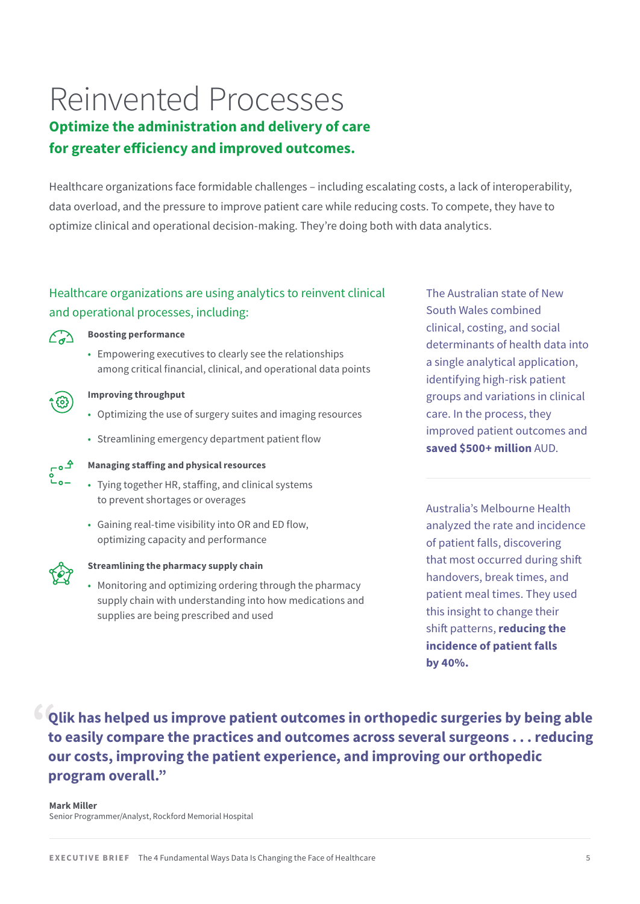# Reinvented Processes

**Optimize the administration and delivery of care for greater efficiency and improved outcomes.**

Healthcare organizations face formidable challenges – including escalating costs, a lack of interoperability, data overload, and the pressure to improve patient care while reducing costs. To compete, they have to optimize clinical and operational decision-making. They're doing both with data analytics.

Healthcare organizations are using analytics to reinvent clinical and operational processes, including:

**Boosting performance**

- Empowering executives to clearly see the relationships among critical financial, clinical, and operational data points

**Improving throughput**

- Optimizing the use of surgery suites and imaging resources
- Streamlining emergency department patient flow

**Managing staffing and physical resources**

- Tying together HR, staffing, and clinical systems to prevent shortages or overages
- Gaining real-time visibility into OR and ED flow, optimizing capacity and performance

**Streamlining the pharmacy supply chain**

- Monitoring and optimizing ordering through the pharmacy supply chain with understanding into how medications and supplies are being prescribed and used

The Australian state of New South Wales combined clinical, costing, and social determinants of health data into a single analytical application, identifying high-risk patient groups and variations in clinical care. In the process, they improved patient outcomes and **saved $500+ million** AUD.

Australia's Melbourne Health analyzed the rate and incidence of patient falls, discovering that most occurred during shift handovers, break times, and patient meal times. They used this insight to change their shift patterns, **reducing the incidence of patient falls by 40%.**

> **"Qlik has helped us improve patient outcomes in orthopedic surgeries by being able to easily compare the practices and outcomes across several surgeons . . . reducing our costs, improving the patient experience, and improving our orthopedic program overall."**

**Mark Miller**
Senior Programmer/Analyst, Rockford Memorial Hospital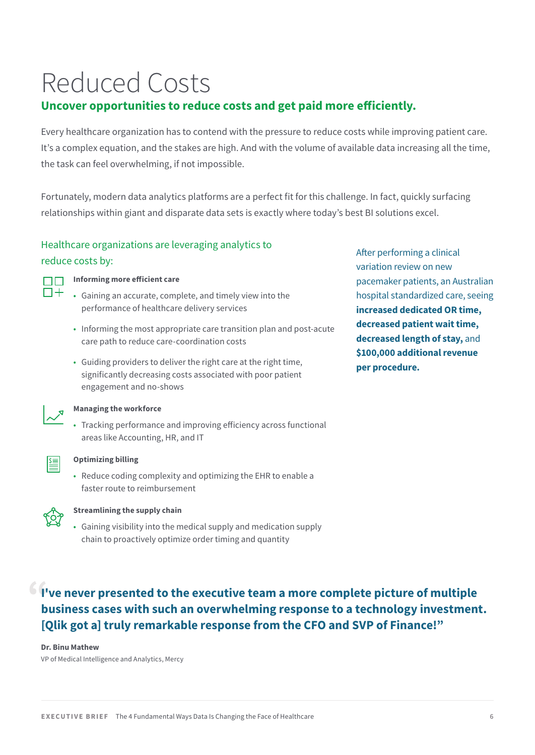# Reduced Costs

**Uncover opportunities to reduce costs and get paid more efficiently.**

Every healthcare organization has to contend with the pressure to reduce costs while improving patient care. It's a complex equation, and the stakes are high. And with the volume of available data increasing all the time, the task can feel overwhelming, if not impossible.

Fortunately, modern data analytics platforms are a perfect fit for this challenge. In fact, quickly surfacing relationships within giant and disparate data sets is exactly where today's best BI solutions excel.

## Healthcare organizations are leveraging analytics to reduce costs by:

**Informing more efficient care**

- Gaining an accurate, complete, and timely view into the performance of healthcare delivery services
- Informing the most appropriate care transition plan and post-acute care path to reduce care-coordination costs
- Guiding providers to deliver the right care at the right time, significantly decreasing costs associated with poor patient engagement and no-shows

**Managing the workforce**

- Tracking performance and improving efficiency across functional areas like Accounting, HR, and IT

**Optimizing billing**

- Reduce coding complexity and optimizing the EHR to enable a faster route to reimbursement

**Streamlining the supply chain**

- Gaining visibility into the medical supply and medication supply chain to proactively optimize order timing and quantity

After performing a clinical variation review on new pacemaker patients, an Australian hospital standardized care, seeing **increased dedicated OR time, decreased patient wait time, decreased length of stay,** and **$100,000 additional revenue per procedure.**

> **"I've never presented to the executive team a more complete picture of multiple business cases with such an overwhelming response to a technology investment. [Qlik got a] truly remarkable response from the CFO and SVP of Finance!"**

**Dr. Binu Mathew**
VP of Medical Intelligence and Analytics, Mercy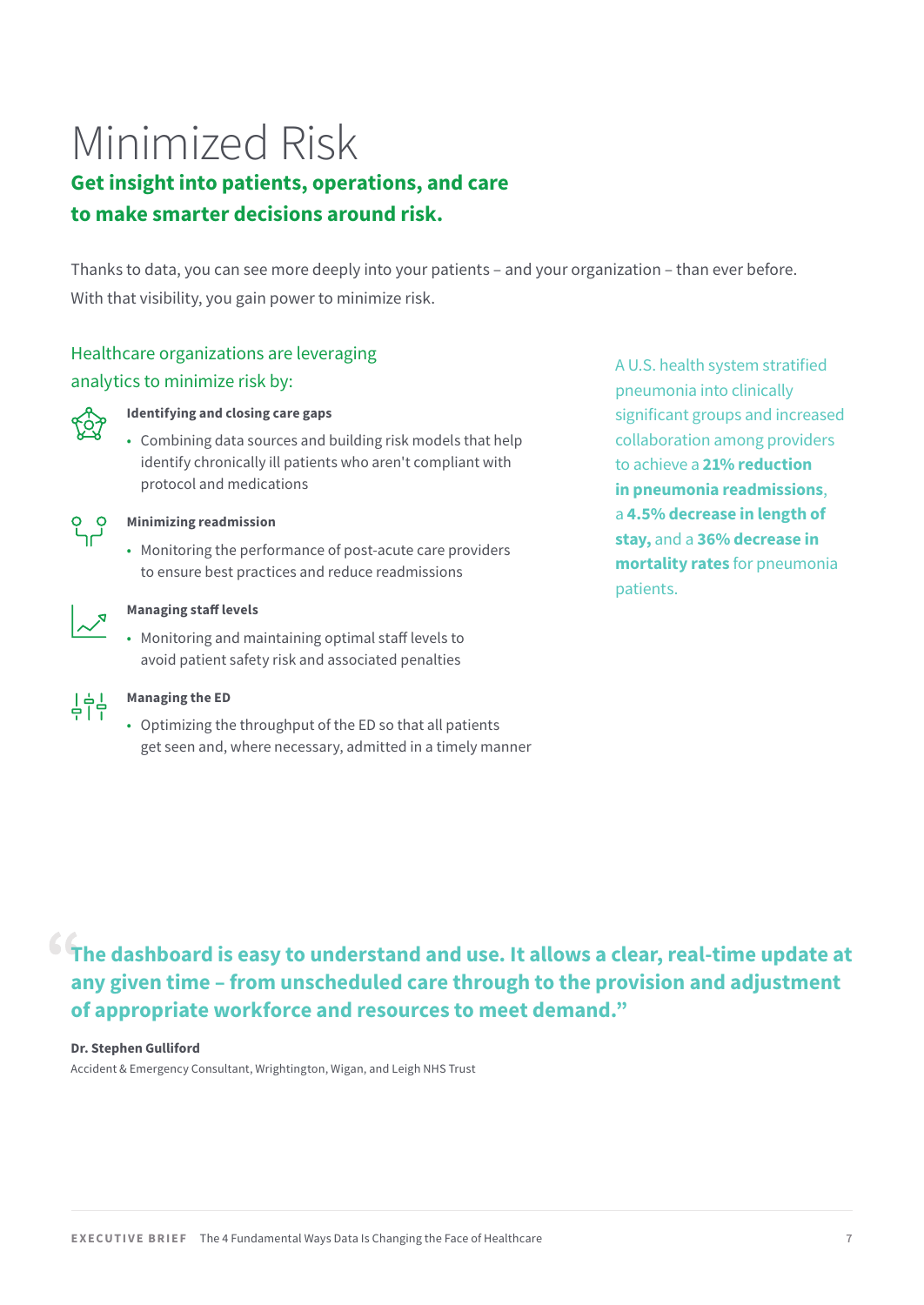# Minimized Risk

**Get insight into patients, operations, and care to make smarter decisions around risk.**

Thanks to data, you can see more deeply into your patients – and your organization – than ever before. With that visibility, you gain power to minimize risk.

## Healthcare organizations are leveraging analytics to minimize risk by:

**Identifying and closing care gaps**

- Combining data sources and building risk models that help identify chronically ill patients who aren't compliant with protocol and medications

**Minimizing readmission**

- Monitoring the performance of post-acute care providers to ensure best practices and reduce readmissions

**Managing staff levels**

- Monitoring and maintaining optimal staff levels to avoid patient safety risk and associated penalties

**Managing the ED**

- Optimizing the throughput of the ED so that all patients get seen and, where necessary, admitted in a timely manner

A U.S. health system stratified pneumonia into clinically significant groups and increased collaboration among providers to achieve a **21% reduction in pneumonia readmissions**, a **4.5% decrease in length of stay,** and a **36% decrease in mortality rates** for pneumonia patients.

> **"The dashboard is easy to understand and use. It allows a clear, real-time update at any given time – from unscheduled care through to the provision and adjustment of appropriate workforce and resources to meet demand."**

**Dr. Stephen Gulliford**
Accident & Emergency Consultant, Wrightington, Wigan, and Leigh NHS Trust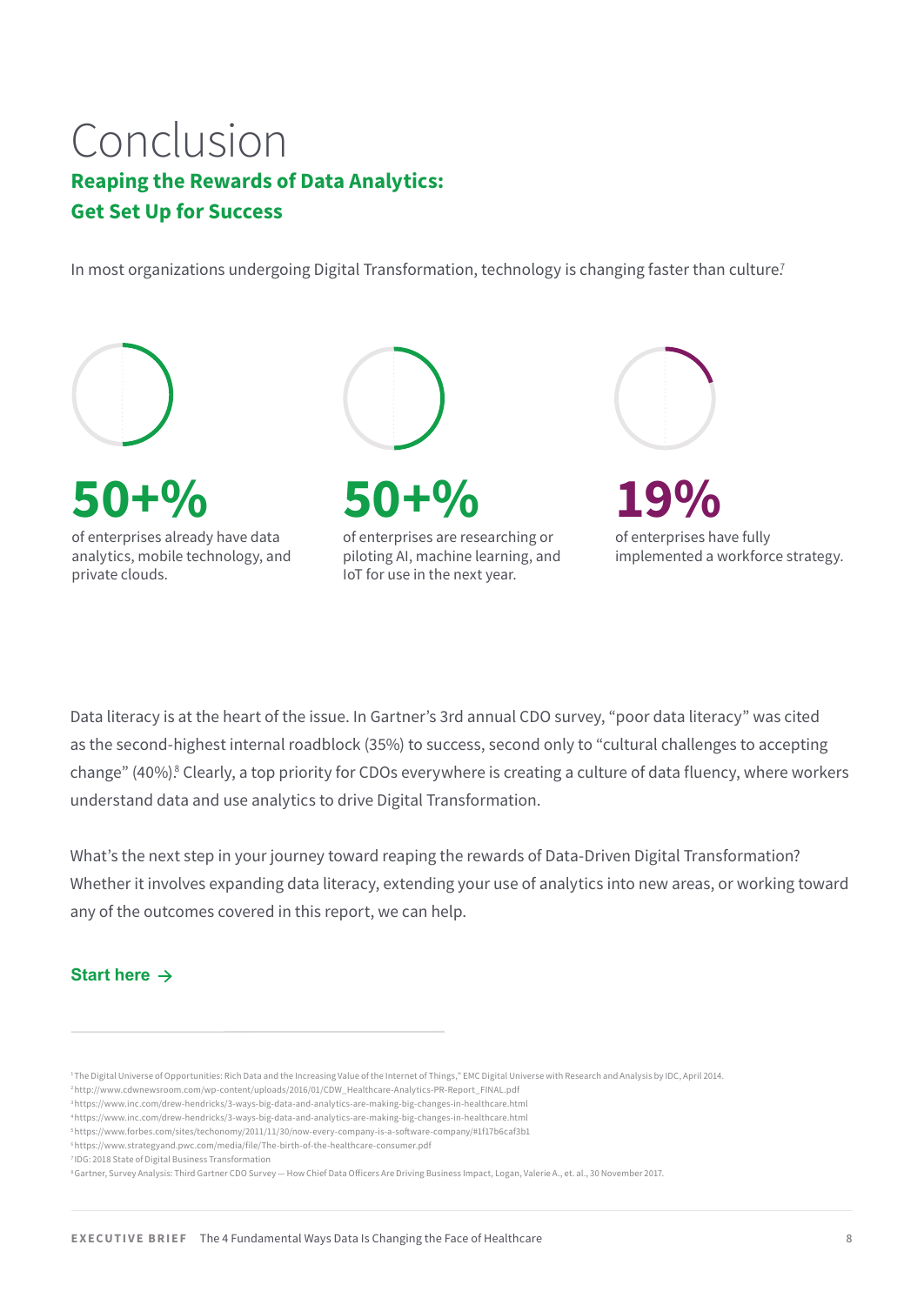# Conclusion

## Reaping the Rewards of Data Analytics: Get Set Up for Success

In most organizations undergoing Digital Transformation, technology is changing faster than culture.[7]

**50+%**

of enterprises already have data analytics, mobile technology, and private clouds.

**50+%**

of enterprises are researching or piloting AI, machine learning, and IoT for use in the next year.

**19%**

of enterprises have fully implemented a workforce strategy.

Data literacy is at the heart of the issue. In Gartner's 3rd annual CDO survey, "poor data literacy" was cited as the second-highest internal roadblock (35%) to success, second only to "cultural challenges to accepting change" (40%).[8] Clearly, a top priority for CDOs everywhere is creating a culture of data fluency, where workers understand data and use analytics to drive Digital Transformation.

What's the next step in your journey toward reaping the rewards of Data-Driven Digital Transformation? Whether it involves expanding data literacy, extending your use of analytics into new areas, or working toward any of the outcomes covered in this report, we can help.

**Start here →**

---

[1] The Digital Universe of Opportunities: Rich Data and the Increasing Value of the Internet of Things," EMC Digital Universe with Research and Analysis by IDC, April 2014.
[2] http://www.cdwnewsroom.com/wp-content/uploads/2016/01/CDW_Healthcare-Analytics-PR-Report_FINAL.pdf
[3] https://www.inc.com/drew-hendricks/3-ways-big-data-and-analytics-are-making-big-changes-in-healthcare.html
[4] https://www.inc.com/drew-hendricks/3-ways-big-data-and-analytics-are-making-big-changes-in-healthcare.html
[5] https://www.forbes.com/sites/techonomy/2011/11/30/now-every-company-is-a-software-company/#1f17b6caf3b1
[6] https://www.strategyand.pwc.com/media/file/The-birth-of-the-healthcare-consumer.pdf
[7] IDG: 2018 State of Digital Business Transformation
[8] Gartner, Survey Analysis: Third Gartner CDO Survey — How Chief Data Officers Are Driving Business Impact, Logan, Valerie A., et. al., 30 November 2017.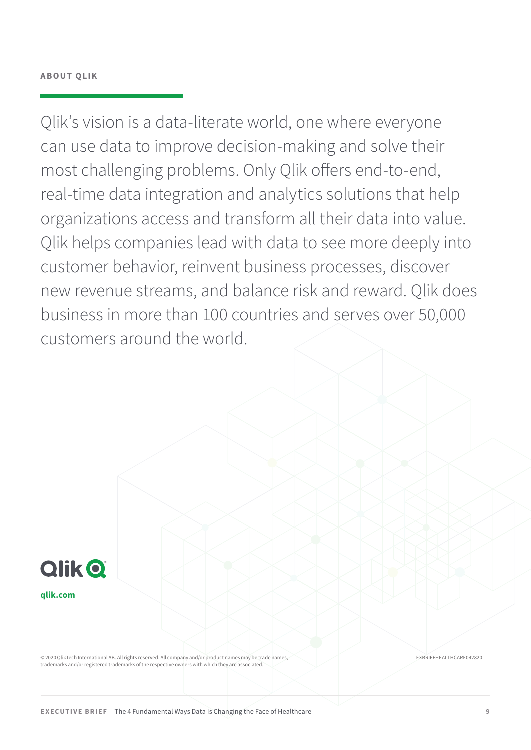## ABOUT QLIK

Qlik's vision is a data-literate world, one where everyone can use data to improve decision-making and solve their most challenging problems. Only Qlik offers end-to-end, real-time data integration and analytics solutions that help organizations access and transform all their data into value. Qlik helps companies lead with data to see more deeply into customer behavior, reinvent business processes, discover new revenue streams, and balance risk and reward. Qlik does business in more than 100 countries and serves over 50,000 customers around the world.

**qlik.com**

© 2020 QlikTech International AB. All rights reserved. All company and/or product names may be trade names, trademarks and/or registered trademarks of the respective owners with which they are associated.

EXBRIEFHEALTHCARE042820